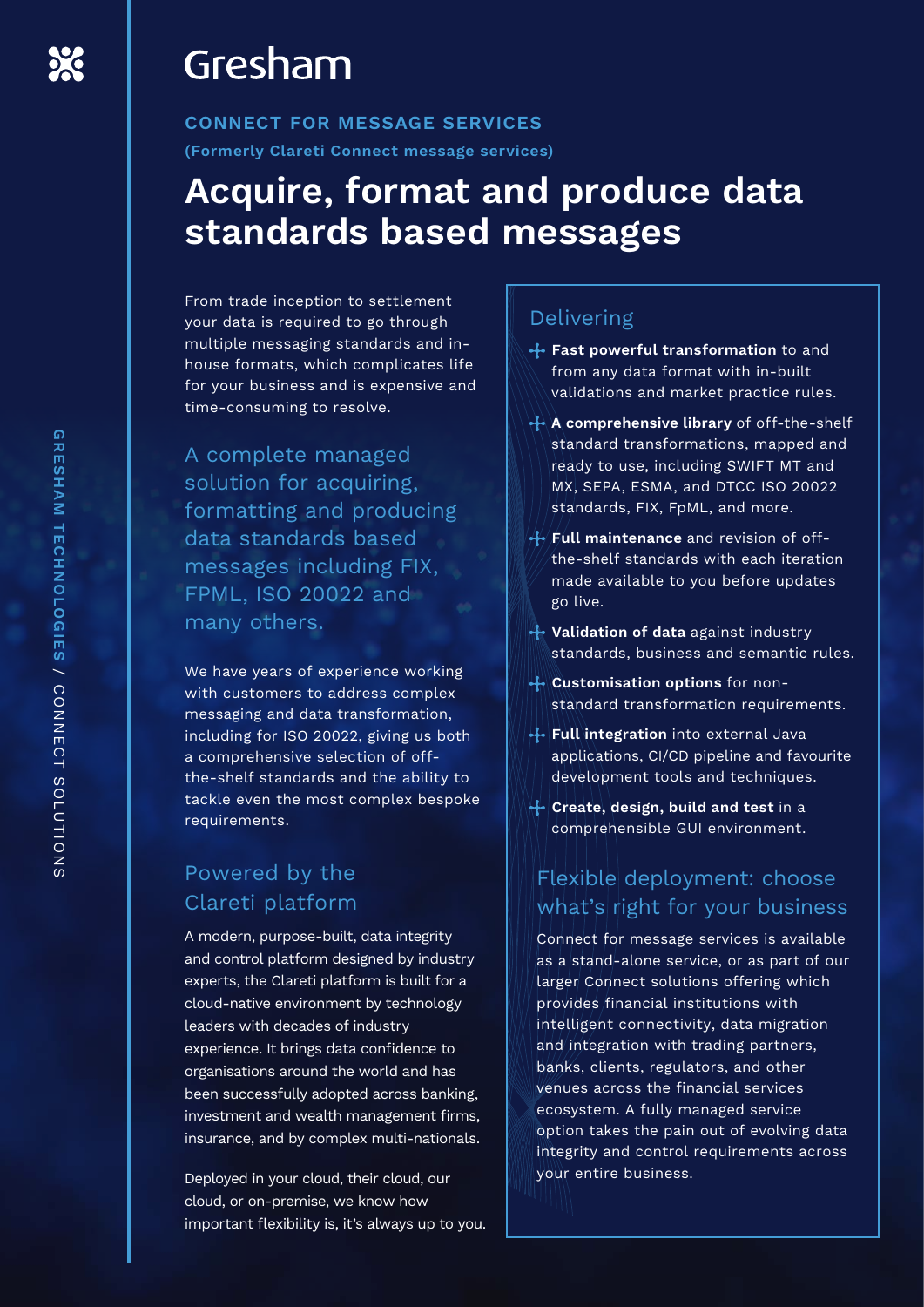# Gresham

**CONNECT FOR MESSAGE SERVICES**

**(Formerly Clareti Connect message services)**

# Acquire, format and produce data standards based messages

From trade inception to settlement your data is required to go through multiple messaging standards and in-house formats, which complicates life for your business and is expensive and time-consuming to resolve.

A complete managed solution for acquiring, formatting and producing data standards based messages including FIX, FPML, ISO 20022 and many others.

We have years of experience working with customers to address complex messaging and data transformation, including for ISO 20022, giving us both a comprehensive selection of off-the-shelf standards and the ability to tackle even the most complex bespoke requirements.

## Powered by the Clareti platform

A modern, purpose-built, data integrity and control platform designed by industry experts, the Clareti platform is built for a cloud-native environment by technology leaders with decades of industry experience. It brings data confidence to organisations around the world and has been successfully adopted across banking, investment and wealth management firms, insurance, and by complex multi-nationals.

Deployed in your cloud, their cloud, our cloud, or on-premise, we know how important flexibility is, it's always up to you.

## Delivering

- **Fast powerful transformation** to and from any data format with in-built validations and market practice rules.
- **A comprehensive library** of off-the-shelf standard transformations, mapped and ready to use, including SWIFT MT and MX, SEPA, ESMA, and DTCC ISO 20022 standards, FIX, FpML, and more.
- **Full maintenance** and revision of off-the-shelf standards with each iteration made available to you before updates go live.
- **Validation of data** against industry standards, business and semantic rules.
- **Customisation options** for non-standard transformation requirements.
- **Full integration** into external Java applications, CI/CD pipeline and favourite development tools and techniques.
- **Create, design, build and test** in a comprehensible GUI environment.

## Flexible deployment: choose what's right for your business

Connect for message services is available as a stand-alone service, or as part of our larger Connect solutions offering which provides financial institutions with intelligent connectivity, data migration and integration with trading partners, banks, clients, regulators, and other venues across the financial services ecosystem. A fully managed service option takes the pain out of evolving data integrity and control requirements across your entire business.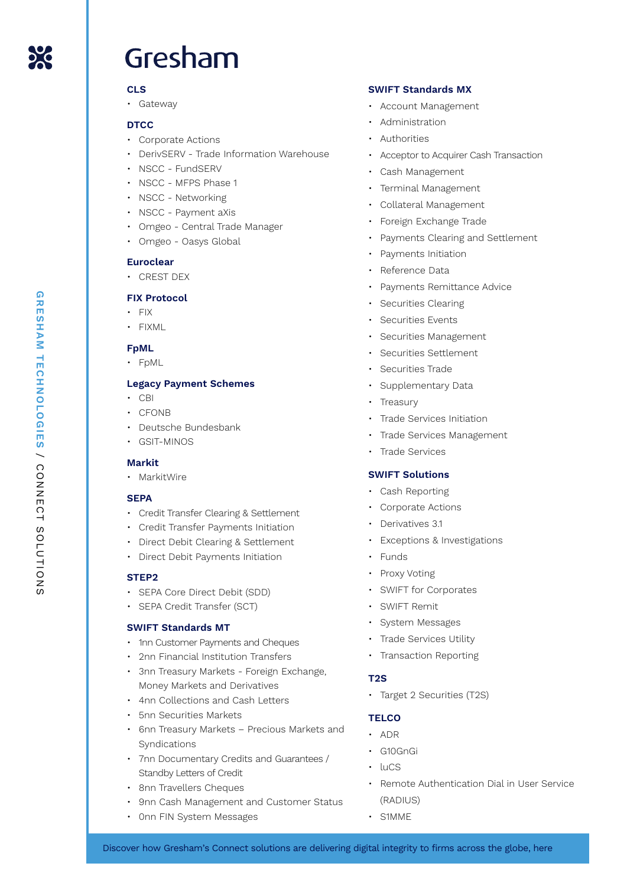# Gresham

**CLS**

- Gateway

**DTCC**

- Corporate Actions
- DerivSERV - Trade Information Warehouse
- NSCC - FundSERV
- NSCC - MFPS Phase 1
- NSCC - Networking
- NSCC - Payment aXis
- Omgeo - Central Trade Manager
- Omgeo - Oasys Global

**Euroclear**

- CREST DEX

**FIX Protocol**

- FIX
- FIXML

**FpML**

- FpML

**Legacy Payment Schemes**

- CBI
- CFONB
- Deutsche Bundesbank
- GSIT-MINOS

**Markit**

- MarkitWire

**SEPA**

- Credit Transfer Clearing & Settlement
- Credit Transfer Payments Initiation
- Direct Debit Clearing & Settlement
- Direct Debit Payments Initiation

**STEP2**

- SEPA Core Direct Debit (SDD)
- SEPA Credit Transfer (SCT)

**SWIFT Standards MT**

- 1nn Customer Payments and Cheques
- 2nn Financial Institution Transfers
- 3nn Treasury Markets - Foreign Exchange, Money Markets and Derivatives
- 4nn Collections and Cash Letters
- 5nn Securities Markets
- 6nn Treasury Markets – Precious Markets and Syndications
- 7nn Documentary Credits and Guarantees / Standby Letters of Credit
- 8nn Travellers Cheques
- 9nn Cash Management and Customer Status
- 0nn FIN System Messages

**SWIFT Standards MX**

- Account Management
- Administration
- Authorities
- Acceptor to Acquirer Cash Transaction
- Cash Management
- Terminal Management
- Collateral Management
- Foreign Exchange Trade
- Payments Clearing and Settlement
- Payments Initiation
- Reference Data
- Payments Remittance Advice
- Securities Clearing
- Securities Events
- Securities Management
- Securities Settlement
- Securities Trade
- Supplementary Data
- Treasury
- Trade Services Initiation
- Trade Services Management
- Trade Services

**SWIFT Solutions**

- Cash Reporting
- Corporate Actions
- Derivatives 3.1
- Exceptions & Investigations
- Funds
- Proxy Voting
- SWIFT for Corporates
- SWIFT Remit
- System Messages
- Trade Services Utility
- Transaction Reporting

**T2S**

- Target 2 Securities (T2S)

**TELCO**

- ADR
- G10GnGi
- luCS
- Remote Authentication Dial in User Service (RADIUS)
- S1MME

Discover how Gresham's Connect solutions are delivering digital integrity to firms across the globe, here